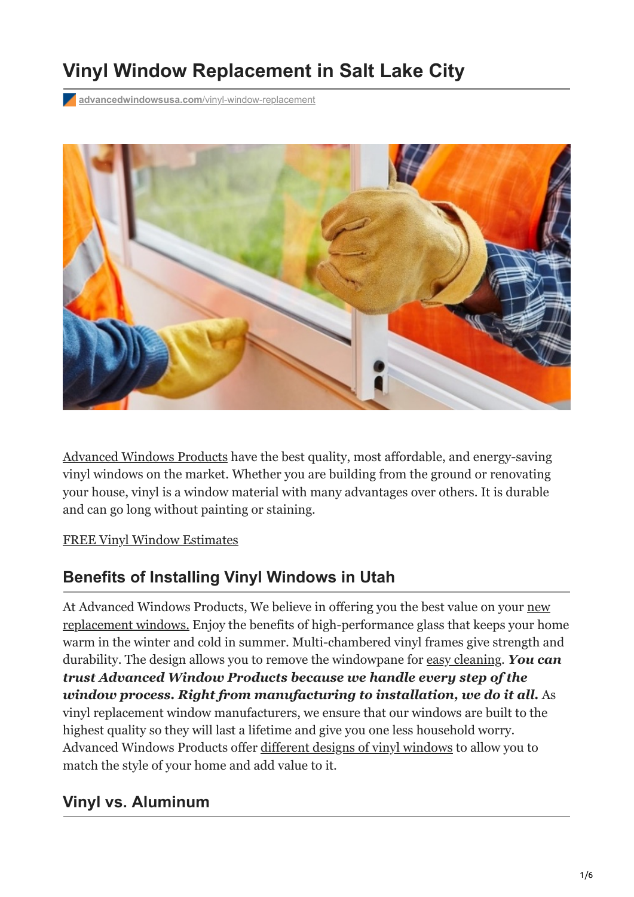# Vinyl Window Replacement in Salt Lake City

advancedwindowsusa.com/vinyl-window-replacement

Advanced Windows Products have the best quality, most affordable, and energy-saving vinyl windows on the market. Whether you are building from the ground or renovating your house, vinyl is a window material with many advantages over others. It is durable and can go long without painting or staining.

FREE Vinyl Window Estimates

## Benefits of Installing Vinyl Windows in Utah

At Advanced Windows Products, We believe in offering you the best value on your new replacement windows. Enjoy the benefits of high-performance glass that keeps your home warm in the winter and cold in summer. Multi-chambered vinyl frames give strength and durability. The design allows you to remove the windowpane for easy cleaning. ***You can trust Advanced Window Products because we handle every step of the window process. Right from manufacturing to installation, we do it all.*** As vinyl replacement window manufacturers, we ensure that our windows are built to the highest quality so they will last a lifetime and give you one less household worry. Advanced Windows Products offer different designs of vinyl windows to allow you to match the style of your home and add value to it.

## Vinyl vs. Aluminum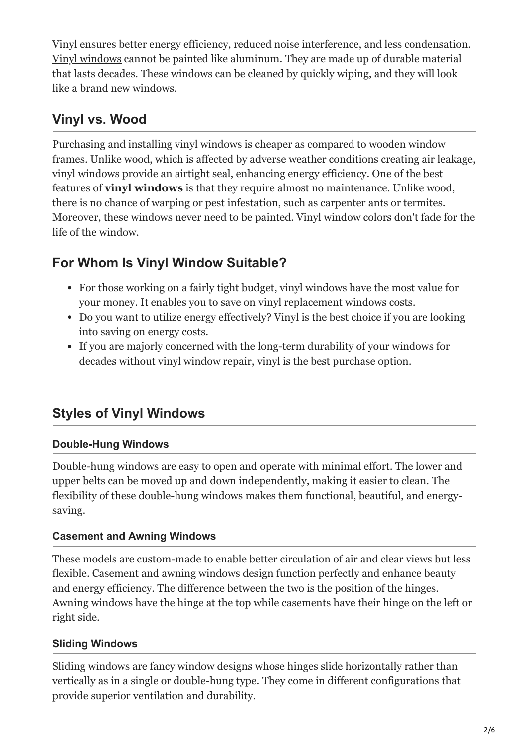Vinyl ensures better energy efficiency, reduced noise interference, and less condensation. Vinyl windows cannot be painted like aluminum. They are made up of durable material that lasts decades. These windows can be cleaned by quickly wiping, and they will look like a brand new windows.

## Vinyl vs. Wood

Purchasing and installing vinyl windows is cheaper as compared to wooden window frames. Unlike wood, which is affected by adverse weather conditions creating air leakage, vinyl windows provide an airtight seal, enhancing energy efficiency. One of the best features of **vinyl windows** is that they require almost no maintenance. Unlike wood, there is no chance of warping or pest infestation, such as carpenter ants or termites. Moreover, these windows never need to be painted. Vinyl window colors don't fade for the life of the window.

## For Whom Is Vinyl Window Suitable?

- For those working on a fairly tight budget, vinyl windows have the most value for your money. It enables you to save on vinyl replacement windows costs.
- Do you want to utilize energy effectively? Vinyl is the best choice if you are looking into saving on energy costs.
- If you are majorly concerned with the long-term durability of your windows for decades without vinyl window repair, vinyl is the best purchase option.

## Styles of Vinyl Windows

### Double-Hung Windows

Double-hung windows are easy to open and operate with minimal effort. The lower and upper belts can be moved up and down independently, making it easier to clean. The flexibility of these double-hung windows makes them functional, beautiful, and energy-saving.

### Casement and Awning Windows

These models are custom-made to enable better circulation of air and clear views but less flexible. Casement and awning windows design function perfectly and enhance beauty and energy efficiency. The difference between the two is the position of the hinges. Awning windows have the hinge at the top while casements have their hinge on the left or right side.

### Sliding Windows

Sliding windows are fancy window designs whose hinges slide horizontally rather than vertically as in a single or double-hung type. They come in different configurations that provide superior ventilation and durability.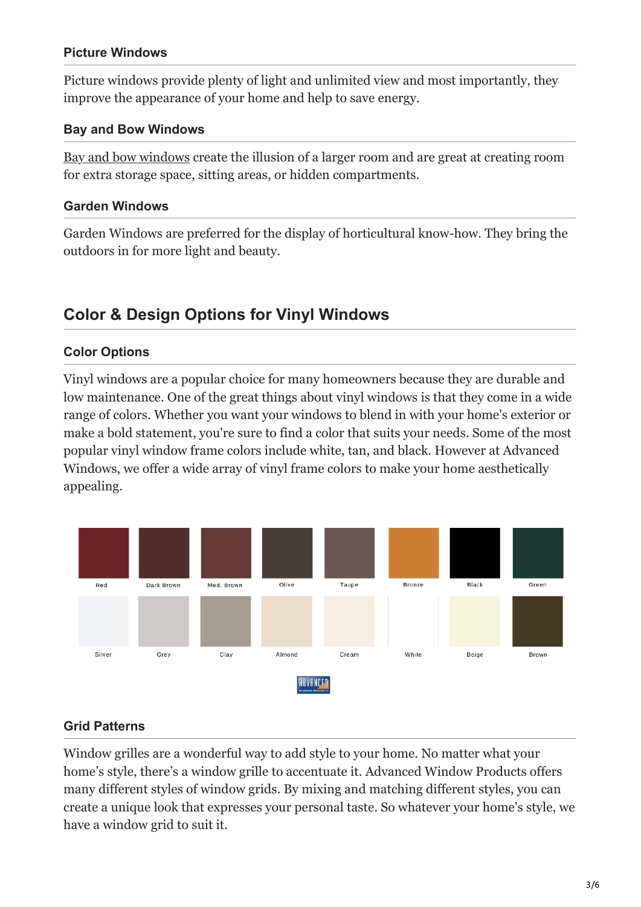### Picture Windows

Picture windows provide plenty of light and unlimited view and most importantly, they improve the appearance of your home and help to save energy.

### Bay and Bow Windows

Bay and bow windows create the illusion of a larger room and are great at creating room for extra storage space, sitting areas, or hidden compartments.

### Garden Windows

Garden Windows are preferred for the display of horticultural know-how. They bring the outdoors in for more light and beauty.

## Color & Design Options for Vinyl Windows

### Color Options

Vinyl windows are a popular choice for many homeowners because they are durable and low maintenance. One of the great things about vinyl windows is that they come in a wide range of colors. Whether you want your windows to blend in with your home's exterior or make a bold statement, you're sure to find a color that suits your needs. Some of the most popular vinyl window frame colors include white, tan, and black. However at Advanced Windows, we offer a wide array of vinyl frame colors to make your home aesthetically appealing.

Red, Dark Brown, Med. Brown, Olive, Taupe, Bronze, Black, Green

Silver, Grey, Clay, Almond, Cream, White, Beige, Brown

### Grid Patterns

Window grilles are a wonderful way to add style to your home. No matter what your home's style, there's a window grille to accentuate it. Advanced Window Products offers many different styles of window grids. By mixing and matching different styles, you can create a unique look that expresses your personal taste. So whatever your home's style, we have a window grid to suit it.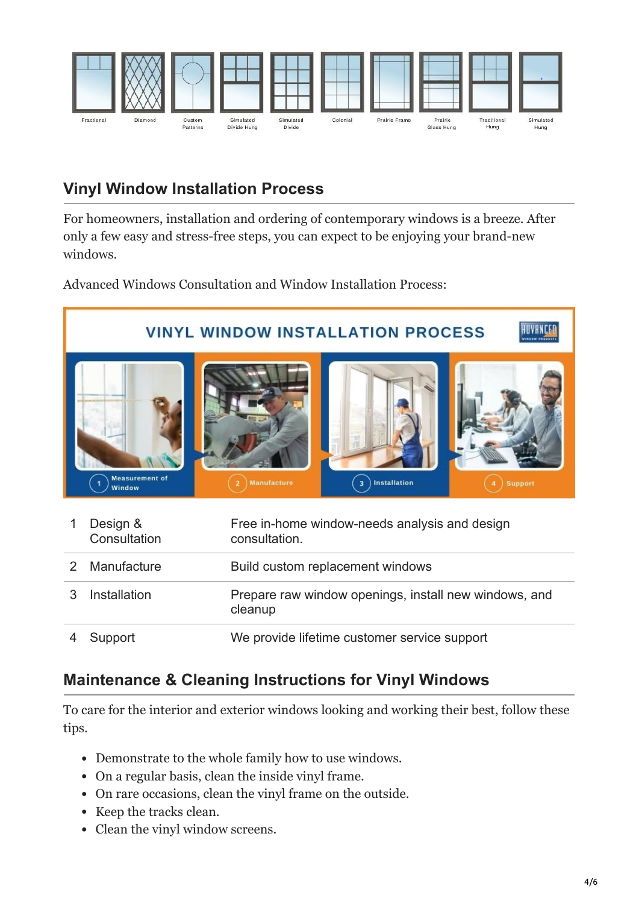## Vinyl Window Installation Process

For homeowners, installation and ordering of contemporary windows is a breeze. After only a few easy and stress-free steps, you can expect to be enjoying your brand-new windows.

Advanced Windows Consultation and Window Installation Process:

| | | |
|---|---|---|
| 1 | Design & Consultation | Free in-home window-needs analysis and design consultation. |
| 2 | Manufacture | Build custom replacement windows |
| 3 | Installation | Prepare raw window openings, install new windows, and cleanup |
| 4 | Support | We provide lifetime customer service support |

## Maintenance & Cleaning Instructions for Vinyl Windows

To care for the interior and exterior windows looking and working their best, follow these tips.

- Demonstrate to the whole family how to use windows.
- On a regular basis, clean the inside vinyl frame.
- On rare occasions, clean the vinyl frame on the outside.
- Keep the tracks clean.
- Clean the vinyl window screens.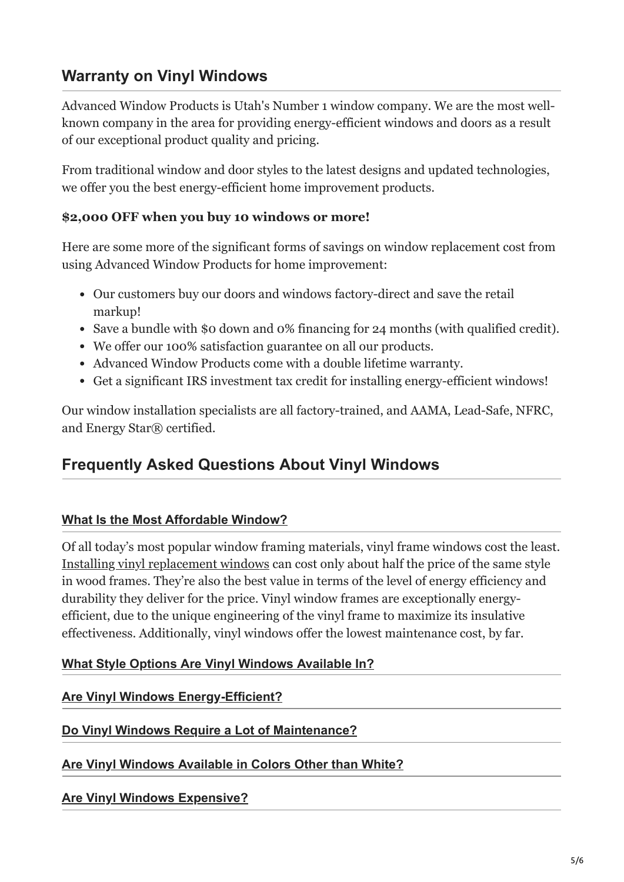## Warranty on Vinyl Windows

Advanced Window Products is Utah's Number 1 window company. We are the most well-known company in the area for providing energy-efficient windows and doors as a result of our exceptional product quality and pricing.

From traditional window and door styles to the latest designs and updated technologies, we offer you the best energy-efficient home improvement products.

**$2,000 OFF when you buy 10 windows or more!**

Here are some more of the significant forms of savings on window replacement cost from using Advanced Window Products for home improvement:

- Our customers buy our doors and windows factory-direct and save the retail markup!
- Save a bundle with $0 down and 0% financing for 24 months (with qualified credit).
- We offer our 100% satisfaction guarantee on all our products.
- Advanced Window Products come with a double lifetime warranty.
- Get a significant IRS investment tax credit for installing energy-efficient windows!

Our window installation specialists are all factory-trained, and AAMA, Lead-Safe, NFRC, and Energy Star® certified.

## Frequently Asked Questions About Vinyl Windows

### What Is the Most Affordable Window?

Of all today's most popular window framing materials, vinyl frame windows cost the least. Installing vinyl replacement windows can cost only about half the price of the same style in wood frames. They're also the best value in terms of the level of energy efficiency and durability they deliver for the price. Vinyl window frames are exceptionally energy-efficient, due to the unique engineering of the vinyl frame to maximize its insulative effectiveness. Additionally, vinyl windows offer the lowest maintenance cost, by far.

### What Style Options Are Vinyl Windows Available In?

### Are Vinyl Windows Energy-Efficient?

### Do Vinyl Windows Require a Lot of Maintenance?

### Are Vinyl Windows Available in Colors Other than White?

### Are Vinyl Windows Expensive?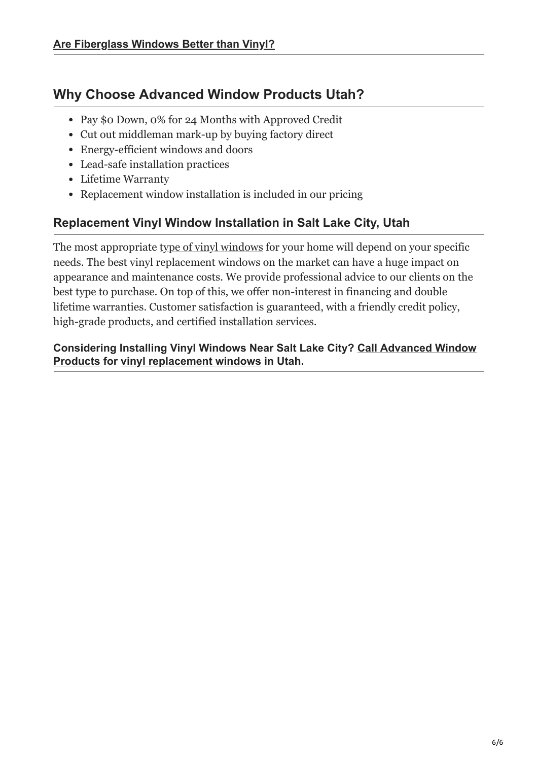**Are Fiberglass Windows Better than Vinyl?**

## Why Choose Advanced Window Products Utah?

- Pay $0 Down, 0% for 24 Months with Approved Credit
- Cut out middleman mark-up by buying factory direct
- Energy-efficient windows and doors
- Lead-safe installation practices
- Lifetime Warranty
- Replacement window installation is included in our pricing

### Replacement Vinyl Window Installation in Salt Lake City, Utah

The most appropriate type of vinyl windows for your home will depend on your specific needs. The best vinyl replacement windows on the market can have a huge impact on appearance and maintenance costs. We provide professional advice to our clients on the best type to purchase. On top of this, we offer non-interest in financing and double lifetime warranties. Customer satisfaction is guaranteed, with a friendly credit policy, high-grade products, and certified installation services.

#### Considering Installing Vinyl Windows Near Salt Lake City? Call Advanced Window Products for vinyl replacement windows in Utah.